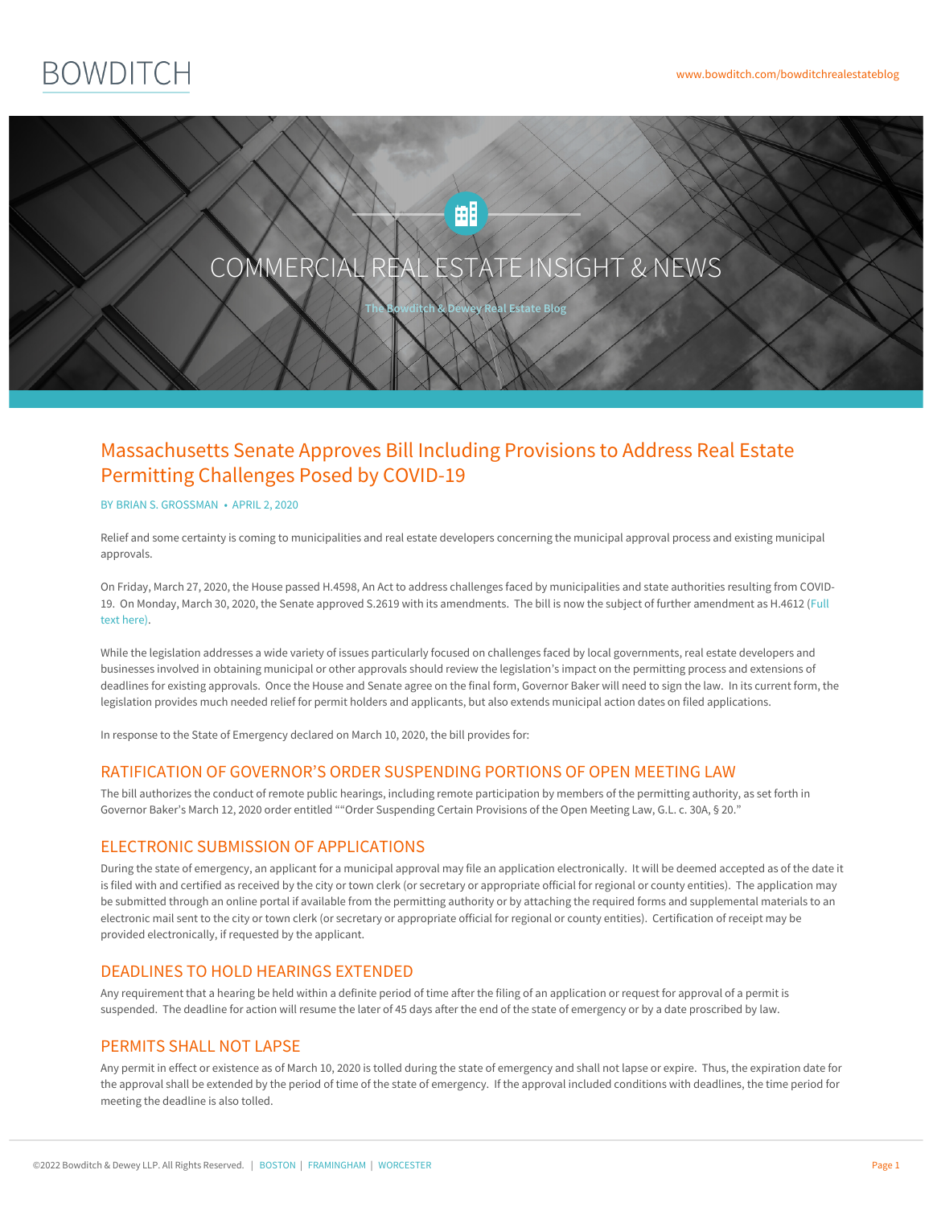BOWDITCH

www.bowditch.com/bowditchrealestateblog

COMMERCIAL REAL ESTATE INSIGHT & NEWS

The Bowditch & Dewey Real Estate Blog

# Massachusetts Senate Approves Bill Including Provisions to Address Real Estate Permitting Challenges Posed by COVID-19

BY BRIAN S. GROSSMAN • APRIL 2, 2020

Relief and some certainty is coming to municipalities and real estate developers concerning the municipal approval process and existing municipal approvals.

On Friday, March 27, 2020, the House passed H.4598, An Act to address challenges faced by municipalities and state authorities resulting from COVID-19. On Monday, March 30, 2020, the Senate approved S.2619 with its amendments. The bill is now the subject of further amendment as H.4612 (Full text here).

While the legislation addresses a wide variety of issues particularly focused on challenges faced by local governments, real estate developers and businesses involved in obtaining municipal or other approvals should review the legislation's impact on the permitting process and extensions of deadlines for existing approvals. Once the House and Senate agree on the final form, Governor Baker will need to sign the law. In its current form, the legislation provides much needed relief for permit holders and applicants, but also extends municipal action dates on filed applications.

In response to the State of Emergency declared on March 10, 2020, the bill provides for:

## RATIFICATION OF GOVERNOR'S ORDER SUSPENDING PORTIONS OF OPEN MEETING LAW

The bill authorizes the conduct of remote public hearings, including remote participation by members of the permitting authority, as set forth in Governor Baker's March 12, 2020 order entitled ""Order Suspending Certain Provisions of the Open Meeting Law, G.L. c. 30A, § 20."

## ELECTRONIC SUBMISSION OF APPLICATIONS

During the state of emergency, an applicant for a municipal approval may file an application electronically. It will be deemed accepted as of the date it is filed with and certified as received by the city or town clerk (or secretary or appropriate official for regional or county entities). The application may be submitted through an online portal if available from the permitting authority or by attaching the required forms and supplemental materials to an electronic mail sent to the city or town clerk (or secretary or appropriate official for regional or county entities). Certification of receipt may be provided electronically, if requested by the applicant.

## DEADLINES TO HOLD HEARINGS EXTENDED

Any requirement that a hearing be held within a definite period of time after the filing of an application or request for approval of a permit is suspended. The deadline for action will resume the later of 45 days after the end of the state of emergency or by a date proscribed by law.

## PERMITS SHALL NOT LAPSE

Any permit in effect or existence as of March 10, 2020 is tolled during the state of emergency and shall not lapse or expire. Thus, the expiration date for the approval shall be extended by the period of time of the state of emergency. If the approval included conditions with deadlines, the time period for meeting the deadline is also tolled.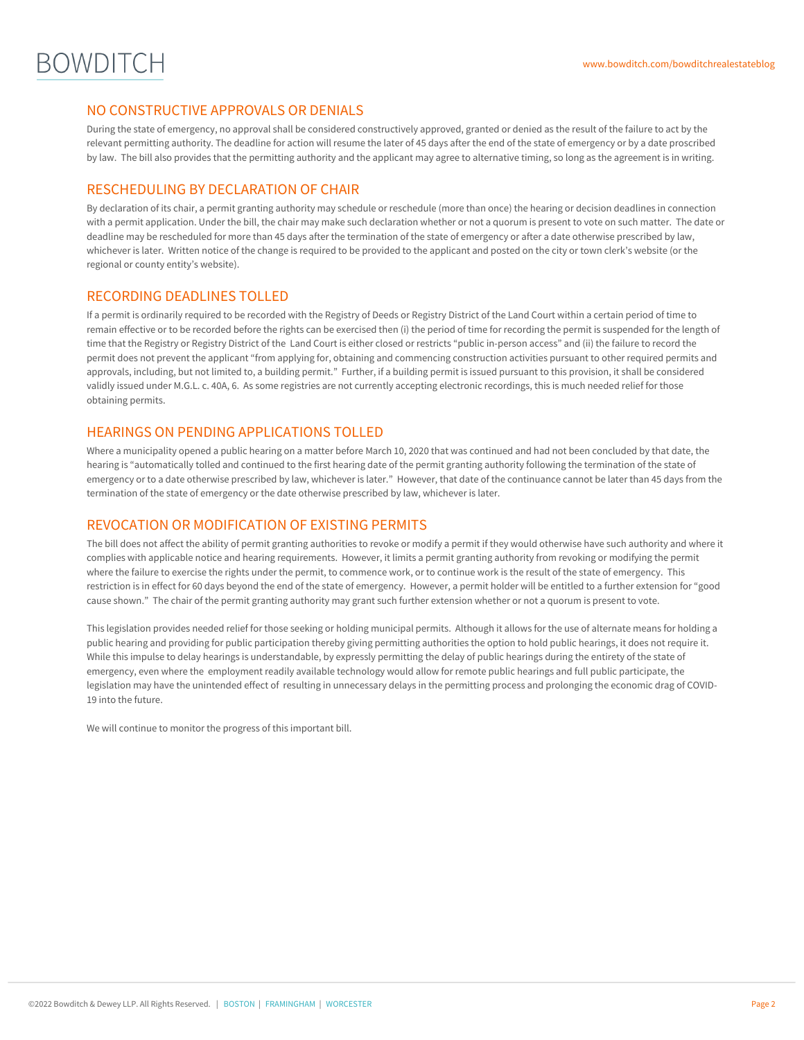## NO CONSTRUCTIVE APPROVALS OR DENIALS

During the state of emergency, no approval shall be considered constructively approved, granted or denied as the result of the failure to act by the relevant permitting authority. The deadline for action will resume the later of 45 days after the end of the state of emergency or by a date proscribed by law. The bill also provides that the permitting authority and the applicant may agree to alternative timing, so long as the agreement is in writing.

## RESCHEDULING BY DECLARATION OF CHAIR

By declaration of its chair, a permit granting authority may schedule or reschedule (more than once) the hearing or decision deadlines in connection with a permit application. Under the bill, the chair may make such declaration whether or not a quorum is present to vote on such matter. The date or deadline may be rescheduled for more than 45 days after the termination of the state of emergency or after a date otherwise prescribed by law, whichever is later. Written notice of the change is required to be provided to the applicant and posted on the city or town clerk's website (or the regional or county entity's website).

## RECORDING DEADLINES TOLLED

If a permit is ordinarily required to be recorded with the Registry of Deeds or Registry District of the Land Court within a certain period of time to remain effective or to be recorded before the rights can be exercised then (i) the period of time for recording the permit is suspended for the length of time that the Registry or Registry District of the Land Court is either closed or restricts "public in-person access" and (ii) the failure to record the permit does not prevent the applicant "from applying for, obtaining and commencing construction activities pursuant to other required permits and approvals, including, but not limited to, a building permit." Further, if a building permit is issued pursuant to this provision, it shall be considered validly issued under M.G.L. c. 40A, 6. As some registries are not currently accepting electronic recordings, this is much needed relief for those obtaining permits.

## HEARINGS ON PENDING APPLICATIONS TOLLED

Where a municipality opened a public hearing on a matter before March 10, 2020 that was continued and had not been concluded by that date, the hearing is "automatically tolled and continued to the first hearing date of the permit granting authority following the termination of the state of emergency or to a date otherwise prescribed by law, whichever is later." However, that date of the continuance cannot be later than 45 days from the termination of the state of emergency or the date otherwise prescribed by law, whichever is later.

## REVOCATION OR MODIFICATION OF EXISTING PERMITS

The bill does not affect the ability of permit granting authorities to revoke or modify a permit if they would otherwise have such authority and where it complies with applicable notice and hearing requirements. However, it limits a permit granting authority from revoking or modifying the permit where the failure to exercise the rights under the permit, to commence work, or to continue work is the result of the state of emergency. This restriction is in effect for 60 days beyond the end of the state of emergency. However, a permit holder will be entitled to a further extension for "good cause shown." The chair of the permit granting authority may grant such further extension whether or not a quorum is present to vote.

This legislation provides needed relief for those seeking or holding municipal permits. Although it allows for the use of alternate means for holding a public hearing and providing for public participation thereby giving permitting authorities the option to hold public hearings, it does not require it. While this impulse to delay hearings is understandable, by expressly permitting the delay of public hearings during the entirety of the state of emergency, even where the employment readily available technology would allow for remote public hearings and full public participate, the legislation may have the unintended effect of resulting in unnecessary delays in the permitting process and prolonging the economic drag of COVID-19 into the future.

We will continue to monitor the progress of this important bill.